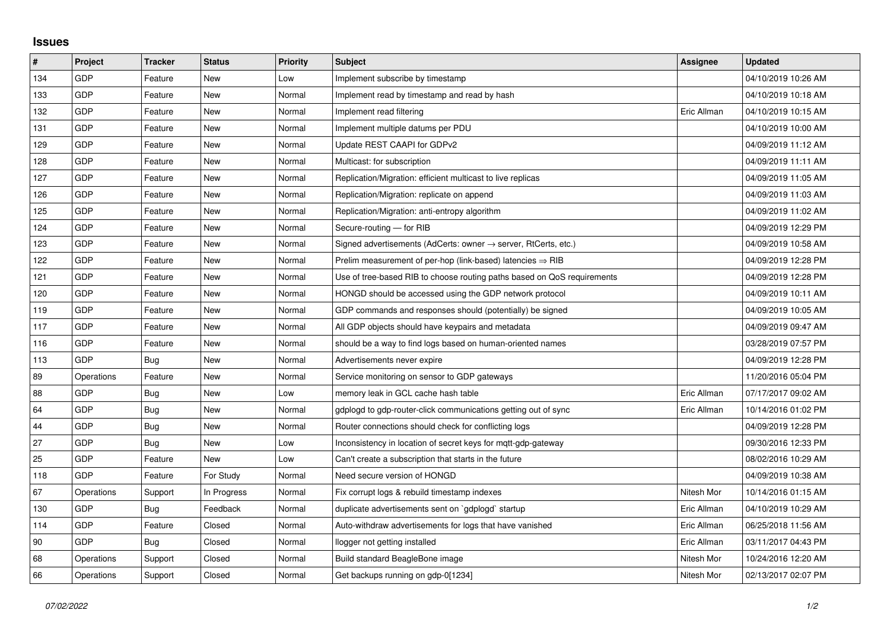# Issues

| # | Project | Tracker | Status | Priority | Subject | Assignee | Updated |
|---|---|---|---|---|---|---|---|
| 134 | GDP | Feature | New | Low | Implement subscribe by timestamp | | 04/10/2019 10:26 AM |
| 133 | GDP | Feature | New | Normal | Implement read by timestamp and read by hash | | 04/10/2019 10:18 AM |
| 132 | GDP | Feature | New | Normal | Implement read filtering | Eric Allman | 04/10/2019 10:15 AM |
| 131 | GDP | Feature | New | Normal | Implement multiple datums per PDU | | 04/10/2019 10:00 AM |
| 129 | GDP | Feature | New | Normal | Update REST CAAPI for GDPv2 | | 04/09/2019 11:12 AM |
| 128 | GDP | Feature | New | Normal | Multicast: for subscription | | 04/09/2019 11:11 AM |
| 127 | GDP | Feature | New | Normal | Replication/Migration: efficient multicast to live replicas | | 04/09/2019 11:05 AM |
| 126 | GDP | Feature | New | Normal | Replication/Migration: replicate on append | | 04/09/2019 11:03 AM |
| 125 | GDP | Feature | New | Normal | Replication/Migration: anti-entropy algorithm | | 04/09/2019 11:02 AM |
| 124 | GDP | Feature | New | Normal | Secure-routing — for RIB | | 04/09/2019 12:29 PM |
| 123 | GDP | Feature | New | Normal | Signed advertisements (AdCerts: owner → server, RtCerts, etc.) | | 04/09/2019 10:58 AM |
| 122 | GDP | Feature | New | Normal | Prelim measurement of per-hop (link-based) latencies ⇒ RIB | | 04/09/2019 12:28 PM |
| 121 | GDP | Feature | New | Normal | Use of tree-based RIB to choose routing paths based on QoS requirements | | 04/09/2019 12:28 PM |
| 120 | GDP | Feature | New | Normal | HONGD should be accessed using the GDP network protocol | | 04/09/2019 10:11 AM |
| 119 | GDP | Feature | New | Normal | GDP commands and responses should (potentially) be signed | | 04/09/2019 10:05 AM |
| 117 | GDP | Feature | New | Normal | All GDP objects should have keypairs and metadata | | 04/09/2019 09:47 AM |
| 116 | GDP | Feature | New | Normal | should be a way to find logs based on human-oriented names | | 03/28/2019 07:57 PM |
| 113 | GDP | Bug | New | Normal | Advertisements never expire | | 04/09/2019 12:28 PM |
| 89 | Operations | Feature | New | Normal | Service monitoring on sensor to GDP gateways | | 11/20/2016 05:04 PM |
| 88 | GDP | Bug | New | Low | memory leak in GCL cache hash table | Eric Allman | 07/17/2017 09:02 AM |
| 64 | GDP | Bug | New | Normal | gdplogd to gdp-router-click communications getting out of sync | Eric Allman | 10/14/2016 01:02 PM |
| 44 | GDP | Bug | New | Normal | Router connections should check for conflicting logs | | 04/09/2019 12:28 PM |
| 27 | GDP | Bug | New | Low | Inconsistency in location of secret keys for mqtt-gdp-gateway | | 09/30/2016 12:33 PM |
| 25 | GDP | Feature | New | Low | Can't create a subscription that starts in the future | | 08/02/2016 10:29 AM |
| 118 | GDP | Feature | For Study | Normal | Need secure version of HONGD | | 04/09/2019 10:38 AM |
| 67 | Operations | Support | In Progress | Normal | Fix corrupt logs & rebuild timestamp indexes | Nitesh Mor | 10/14/2016 01:15 AM |
| 130 | GDP | Bug | Feedback | Normal | duplicate advertisements sent on `gdplogd` startup | Eric Allman | 04/10/2019 10:29 AM |
| 114 | GDP | Feature | Closed | Normal | Auto-withdraw advertisements for logs that have vanished | Eric Allman | 06/25/2018 11:56 AM |
| 90 | GDP | Bug | Closed | Normal | llogger not getting installed | Eric Allman | 03/11/2017 04:43 PM |
| 68 | Operations | Support | Closed | Normal | Build standard BeagleBone image | Nitesh Mor | 10/24/2016 12:20 AM |
| 66 | Operations | Support | Closed | Normal | Get backups running on gdp-0[1234] | Nitesh Mor | 02/13/2017 02:07 PM |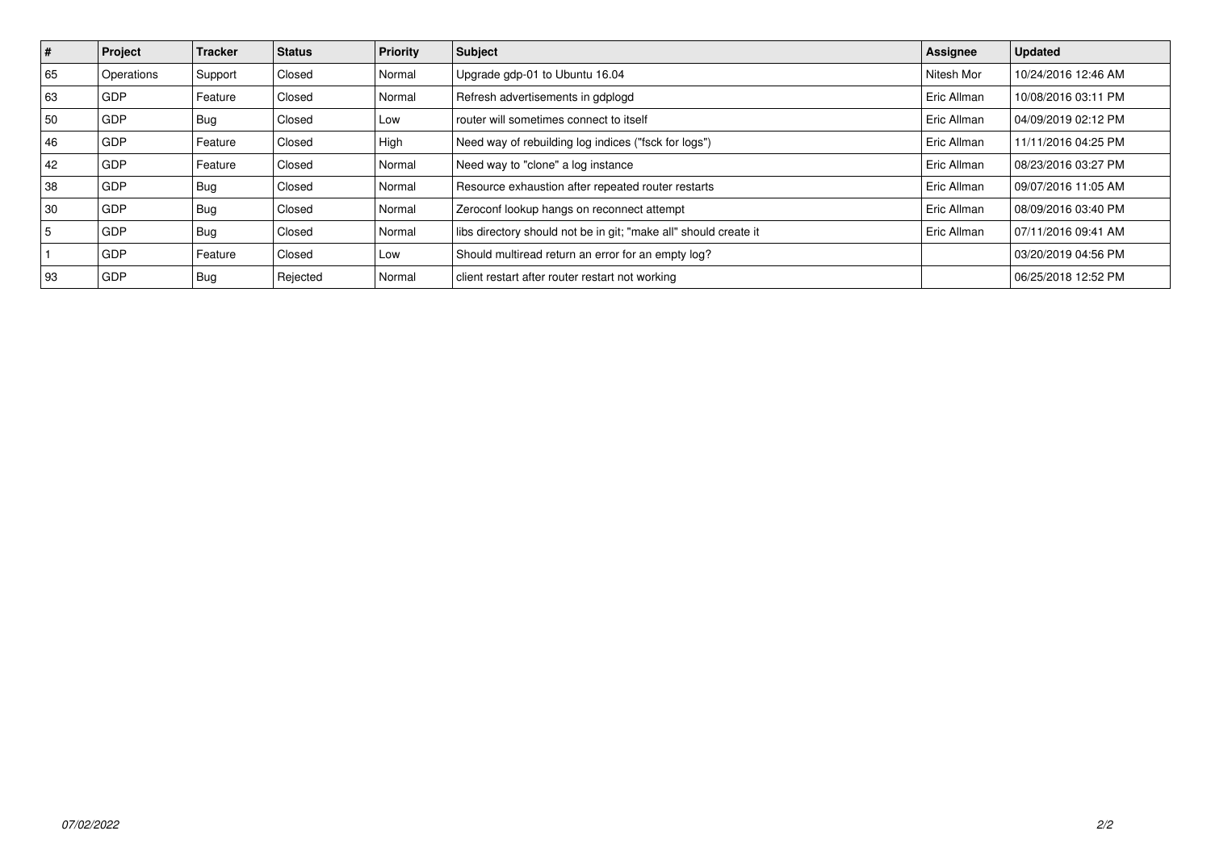| # | Project | Tracker | Status | Priority | Subject | Assignee | Updated |
|---|---|---|---|---|---|---|---|
| 65 | Operations | Support | Closed | Normal | Upgrade gdp-01 to Ubuntu 16.04 | Nitesh Mor | 10/24/2016 12:46 AM |
| 63 | GDP | Feature | Closed | Normal | Refresh advertisements in gdplogd | Eric Allman | 10/08/2016 03:11 PM |
| 50 | GDP | Bug | Closed | Low | router will sometimes connect to itself | Eric Allman | 04/09/2019 02:12 PM |
| 46 | GDP | Feature | Closed | High | Need way of rebuilding log indices ("fsck for logs") | Eric Allman | 11/11/2016 04:25 PM |
| 42 | GDP | Feature | Closed | Normal | Need way to "clone" a log instance | Eric Allman | 08/23/2016 03:27 PM |
| 38 | GDP | Bug | Closed | Normal | Resource exhaustion after repeated router restarts | Eric Allman | 09/07/2016 11:05 AM |
| 30 | GDP | Bug | Closed | Normal | Zeroconf lookup hangs on reconnect attempt | Eric Allman | 08/09/2016 03:40 PM |
| 5 | GDP | Bug | Closed | Normal | libs directory should not be in git; "make all" should create it | Eric Allman | 07/11/2016 09:41 AM |
| 1 | GDP | Feature | Closed | Low | Should multiread return an error for an empty log? | | 03/20/2019 04:56 PM |
| 93 | GDP | Bug | Rejected | Normal | client restart after router restart not working | | 06/25/2018 12:52 PM |